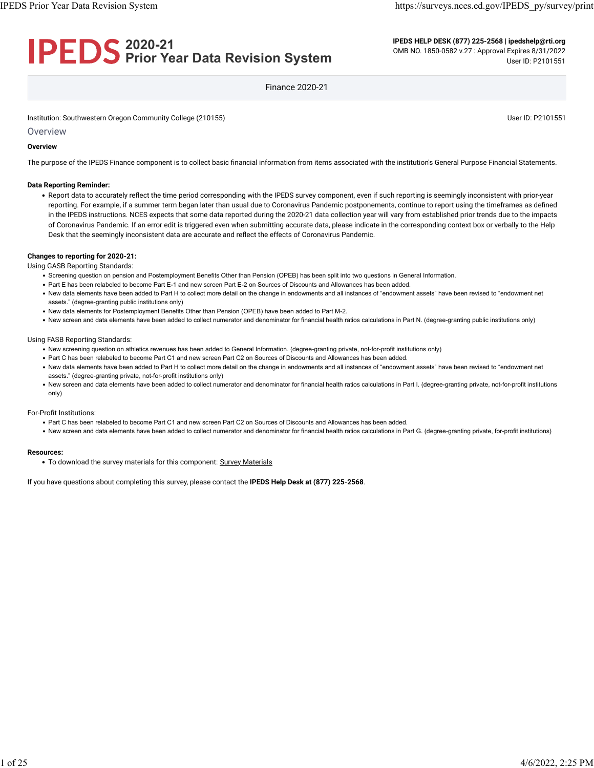# IPEDS 2020-21 Prior Year Data Revision System

**IPEDS HELP DESK (877) 225-2568 | ipedshelp@rti.org**
OMB NO. 1850-0582 v.27 : Approval Expires 8/31/2022
User ID: P2101551

Finance 2020-21

Institution: Southwestern Oregon Community College (210155)

User ID: P2101551

## Overview

**Overview**

The purpose of the IPEDS Finance component is to collect basic financial information from items associated with the institution's General Purpose Financial Statements.

**Data Reporting Reminder:**

- Report data to accurately reflect the time period corresponding with the IPEDS survey component, even if such reporting is seemingly inconsistent with prior-year reporting. For example, if a summer term began later than usual due to Coronavirus Pandemic postponements, continue to report using the timeframes as defined in the IPEDS instructions. NCES expects that some data reported during the 2020-21 data collection year will vary from established prior trends due to the impacts of Coronavirus Pandemic. If an error edit is triggered even when submitting accurate data, please indicate in the corresponding context box or verbally to the Help Desk that the seemingly inconsistent data are accurate and reflect the effects of Coronavirus Pandemic.

**Changes to reporting for 2020-21:**

Using GASB Reporting Standards:

- Screening question on pension and Postemployment Benefits Other than Pension (OPEB) has been split into two questions in General Information.
- Part E has been relabeled to become Part E-1 and new screen Part E-2 on Sources of Discounts and Allowances has been added.
- New data elements have been added to Part H to collect more detail on the change in endowments and all instances of "endowment assets" have been revised to "endowment net assets." (degree-granting public institutions only)
- New data elements for Postemployment Benefits Other than Pension (OPEB) have been added to Part M-2.
- New screen and data elements have been added to collect numerator and denominator for financial health ratios calculations in Part N. (degree-granting public institutions only)

Using FASB Reporting Standards:

- New screening question on athletics revenues has been added to General Information. (degree-granting private, not-for-profit institutions only)
- Part C has been relabeled to become Part C1 and new screen Part C2 on Sources of Discounts and Allowances has been added.
- New data elements have been added to Part H to collect more detail on the change in endowments and all instances of "endowment assets" have been revised to "endowment net assets." (degree-granting private, not-for-profit institutions only)
- New screen and data elements have been added to collect numerator and denominator for financial health ratios calculations in Part I. (degree-granting private, not-for-profit institutions only)

For-Profit Institutions:

- Part C has been relabeled to become Part C1 and new screen Part C2 on Sources of Discounts and Allowances has been added.
- New screen and data elements have been added to collect numerator and denominator for financial health ratios calculations in Part G. (degree-granting private, for-profit institutions)

**Resources:**

- To download the survey materials for this component: Survey Materials

If you have questions about completing this survey, please contact the **IPEDS Help Desk at (877) 225-2568**.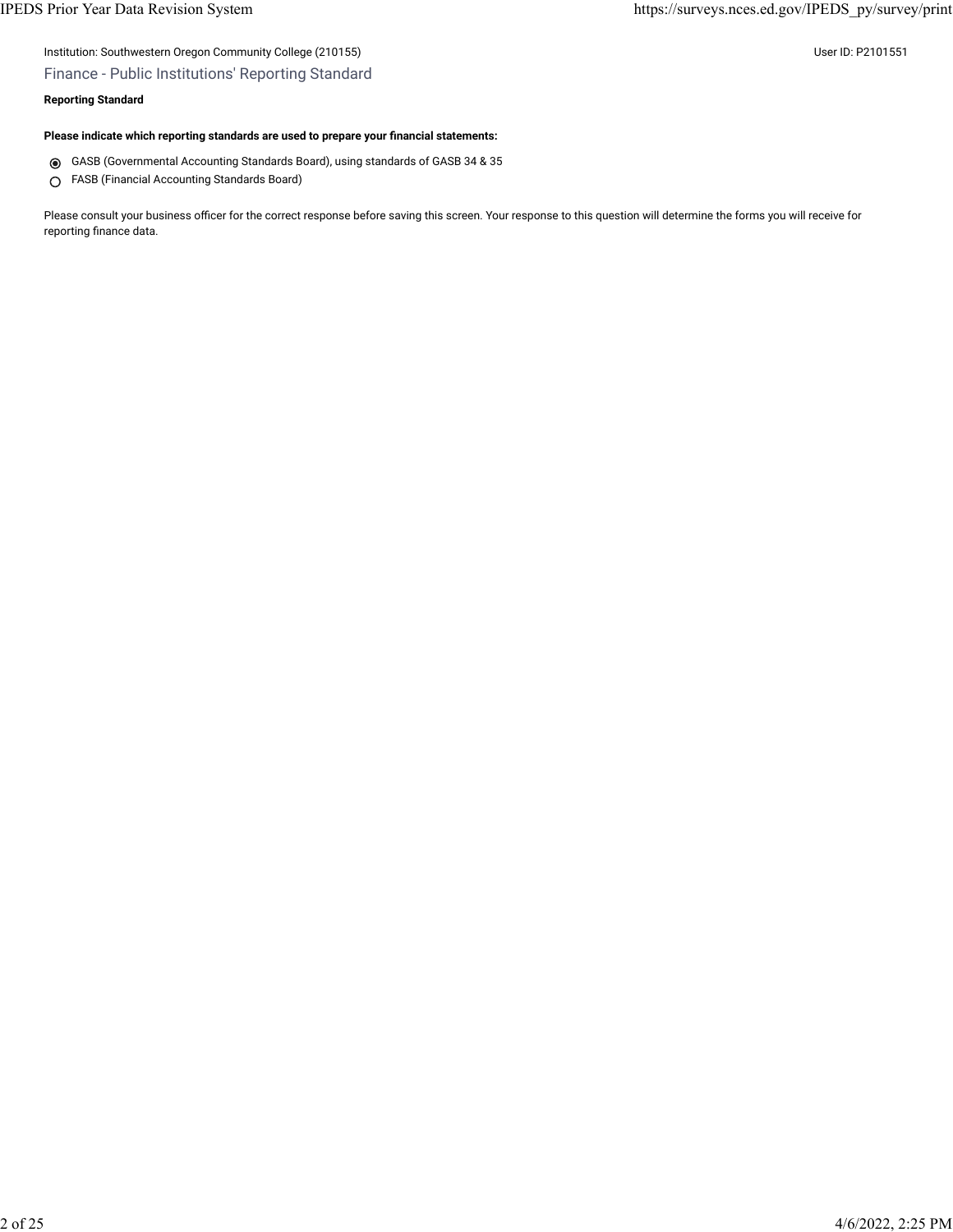Institution: Southwestern Oregon Community College (210155)

User ID: P2101551

## Finance - Public Institutions' Reporting Standard

**Reporting Standard**

**Please indicate which reporting standards are used to prepare your financial statements:**

- (●) GASB (Governmental Accounting Standards Board), using standards of GASB 34 & 35
- ( ) FASB (Financial Accounting Standards Board)

Please consult your business officer for the correct response before saving this screen. Your response to this question will determine the forms you will receive for reporting finance data.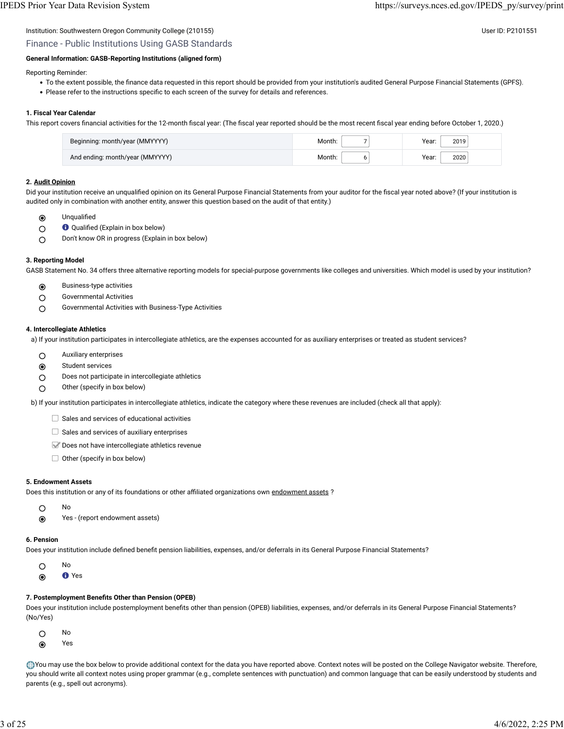Institution: Southwestern Oregon Community College (210155)

User ID: P2101551

## Finance - Public Institutions Using GASB Standards

**General Information: GASB-Reporting Institutions (aligned form)**

Reporting Reminder:

- To the extent possible, the finance data requested in this report should be provided from your institution's audited General Purpose Financial Statements (GPFS).
- Please refer to the instructions specific to each screen of the survey for details and references.

**1. Fiscal Year Calendar**

This report covers financial activities for the 12-month fiscal year: (The fiscal year reported should be the most recent fiscal year ending before October 1, 2020.)

| | | |
|---|---|---|
| Beginning: month/year (MMYYYY) | Month: 7 | Year: 2019 |
| And ending: month/year (MMYYYY) | Month: 6 | Year: 2020 |

**2. Audit Opinion**

Did your institution receive an unqualified opinion on its General Purpose Financial Statements from your auditor for the fiscal year noted above? (If your institution is audited only in combination with another entity, answer this question based on the audit of that entity.)

- (●) Unqualified
- ( ) Qualified (Explain in box below)
- ( ) Don't know OR in progress (Explain in box below)

**3. Reporting Model**

GASB Statement No. 34 offers three alternative reporting models for special-purpose governments like colleges and universities. Which model is used by your institution?

- (●) Business-type activities
- ( ) Governmental Activities
- ( ) Governmental Activities with Business-Type Activities

**4. Intercollegiate Athletics**

a) If your institution participates in intercollegiate athletics, are the expenses accounted for as auxiliary enterprises or treated as student services?

- ( ) Auxiliary enterprises
- (●) Student services
- ( ) Does not participate in intercollegiate athletics
- ( ) Other (specify in box below)

b) If your institution participates in intercollegiate athletics, indicate the category where these revenues are included (check all that apply):

- [ ] Sales and services of educational activities
- [ ] Sales and services of auxiliary enterprises
- [x] Does not have intercollegiate athletics revenue
- [ ] Other (specify in box below)

**5. Endowment Assets**

Does this institution or any of its foundations or other affiliated organizations own endowment assets ?

- ( ) No
- (●) Yes - (report endowment assets)

**6. Pension**

Does your institution include defined benefit pension liabilities, expenses, and/or deferrals in its General Purpose Financial Statements?

- ( ) No
- (●) Yes

**7. Postemployment Benefits Other than Pension (OPEB)**

Does your institution include postemployment benefits other than pension (OPEB) liabilities, expenses, and/or deferrals in its General Purpose Financial Statements? (No/Yes)

- ( ) No
- (●) Yes

You may use the box below to provide additional context for the data you have reported above. Context notes will be posted on the College Navigator website. Therefore, you should write all context notes using proper grammar (e.g., complete sentences with punctuation) and common language that can be easily understood by students and parents (e.g., spell out acronyms).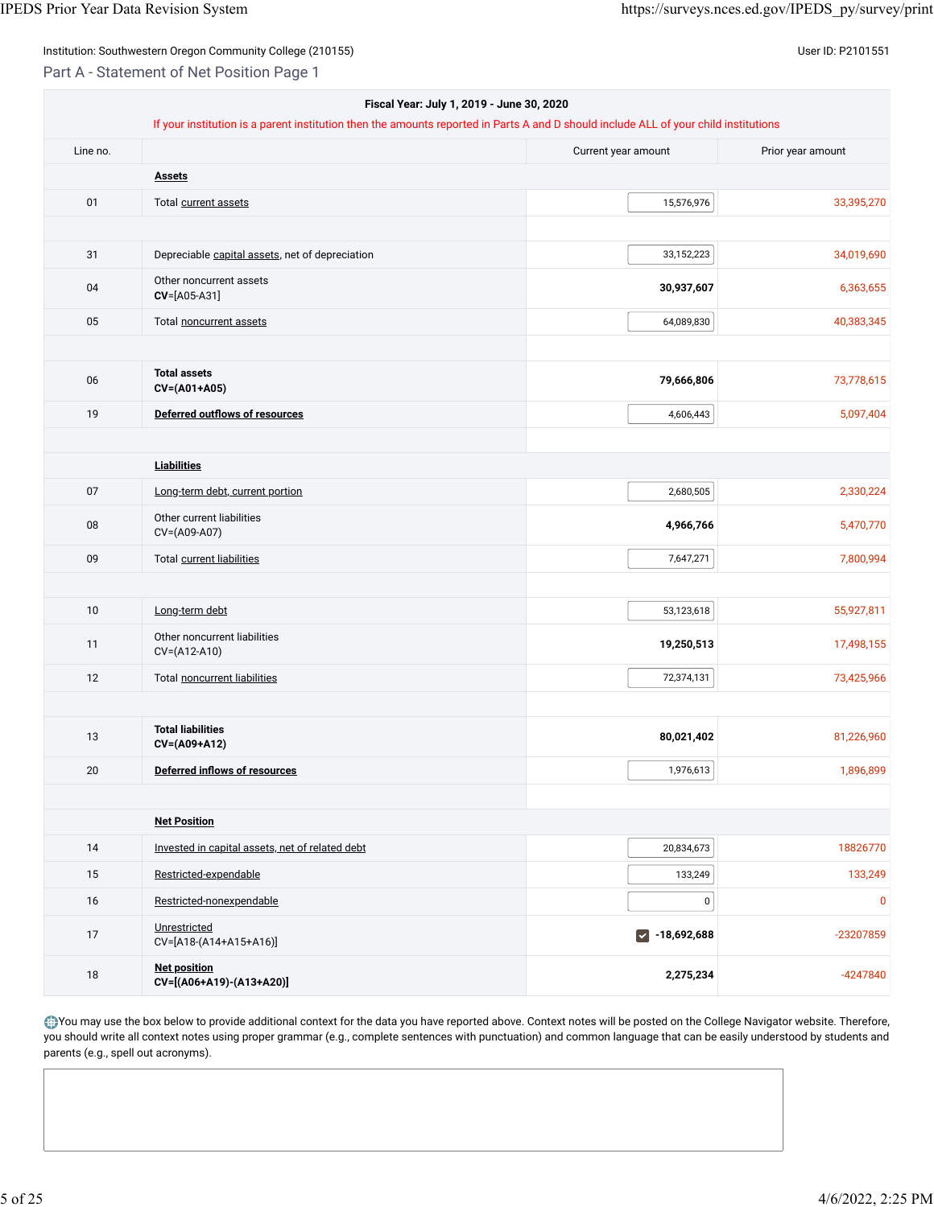Institution: Southwestern Oregon Community College (210155)

User ID: P2101551

## Part A - Statement of Net Position Page 1

**Fiscal Year: July 1, 2019 - June 30, 2020**

If your institution is a parent institution then the amounts reported in Parts A and D should include ALL of your child institutions

| Line no. | | Current year amount | Prior year amount |
|---|---|---|---|
| | **Assets** | | |
| 01 | Total current assets | 15,576,976 | 33,395,270 |
| | | | |
| 31 | Depreciable capital assets, net of depreciation | 33,152,223 | 34,019,690 |
| 04 | Other noncurrent assets<br>**CV**=[A05-A31] | **30,937,607** | 6,363,655 |
| 05 | Total noncurrent assets | 64,089,830 | 40,383,345 |
| | | | |
| 06 | **Total assets**<br>**CV=(A01+A05)** | **79,666,806** | 73,778,615 |
| 19 | **Deferred outflows of resources** | 4,606,443 | 5,097,404 |
| | | | |
| | **Liabilities** | | |
| 07 | Long-term debt, current portion | 2,680,505 | 2,330,224 |
| 08 | Other current liabilities<br>CV=(A09-A07) | **4,966,766** | 5,470,770 |
| 09 | Total current liabilities | 7,647,271 | 7,800,994 |
| | | | |
| 10 | Long-term debt | 53,123,618 | 55,927,811 |
| 11 | Other noncurrent liabilities<br>CV=(A12-A10) | **19,250,513** | 17,498,155 |
| 12 | Total noncurrent liabilities | 72,374,131 | 73,425,966 |
| | | | |
| 13 | **Total liabilities**<br>**CV=(A09+A12)** | **80,021,402** | 81,226,960 |
| 20 | **Deferred inflows of resources** | 1,976,613 | 1,896,899 |
| | | | |
| | **Net Position** | | |
| 14 | Invested in capital assets, net of related debt | 20,834,673 | 18826770 |
| 15 | Restricted-expendable | 133,249 | 133,249 |
| 16 | Restricted-nonexpendable | 0 | 0 |
| 17 | Unrestricted<br>CV=[A18-(A14+A15+A16)] | ☑ **-18,692,688** | -23207859 |
| 18 | **Net position**<br>**CV=[(A06+A19)-(A13+A20)]** | **2,275,234** | -4247840 |

You may use the box below to provide additional context for the data you have reported above. Context notes will be posted on the College Navigator website. Therefore, you should write all context notes using proper grammar (e.g., complete sentences with punctuation) and common language that can be easily understood by students and parents (e.g., spell out acronyms).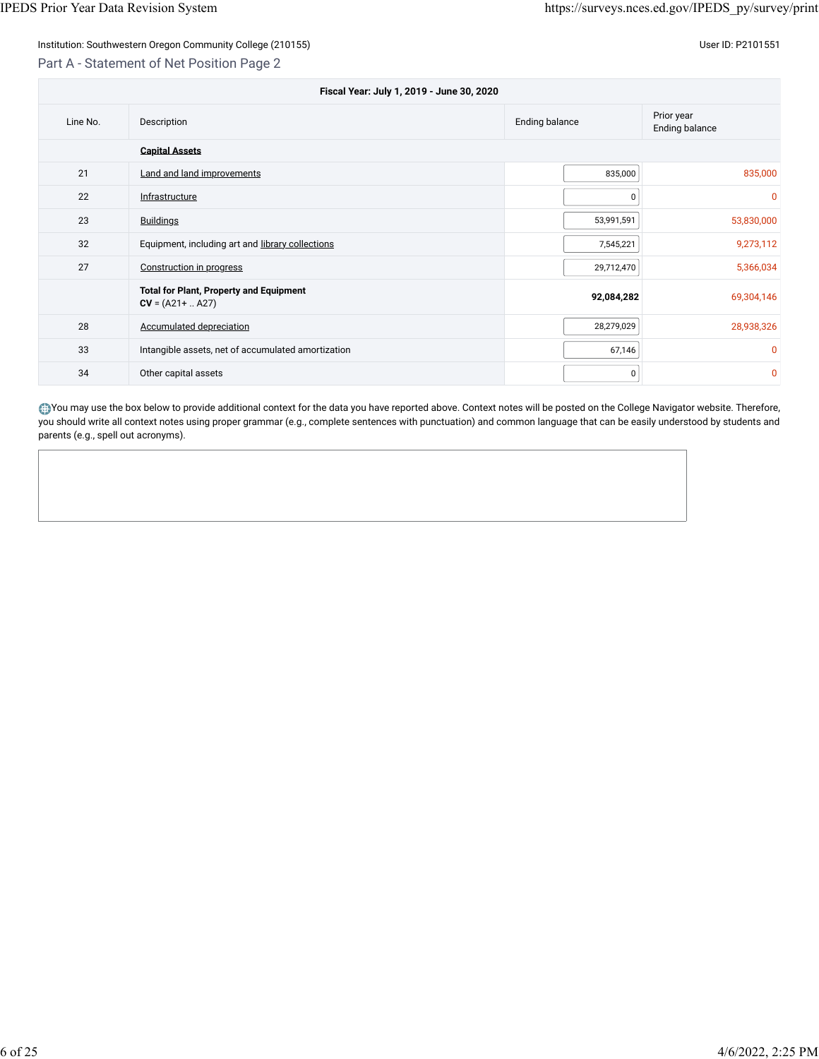Institution: Southwestern Oregon Community College (210155)

User ID: P2101551

## Part A - Statement of Net Position Page 2

| Fiscal Year: July 1, 2019 - June 30, 2020 | | | |
|---|---|---|---|
| Line No. | Description | Ending balance | Prior year Ending balance |
| | **Capital Assets** | | |
| 21 | Land and land improvements | 835,000 | 835,000 |
| 22 | Infrastructure | 0 | 0 |
| 23 | Buildings | 53,991,591 | 53,830,000 |
| 32 | Equipment, including art and library collections | 7,545,221 | 9,273,112 |
| 27 | Construction in progress | 29,712,470 | 5,366,034 |
| | **Total for Plant, Property and Equipment** **CV** = (A21+ .. A27) | **92,084,282** | 69,304,146 |
| 28 | Accumulated depreciation | 28,279,029 | 28,938,326 |
| 33 | Intangible assets, net of accumulated amortization | 67,146 | 0 |
| 34 | Other capital assets | 0 | 0 |

You may use the box below to provide additional context for the data you have reported above. Context notes will be posted on the College Navigator website. Therefore, you should write all context notes using proper grammar (e.g., complete sentences with punctuation) and common language that can be easily understood by students and parents (e.g., spell out acronyms).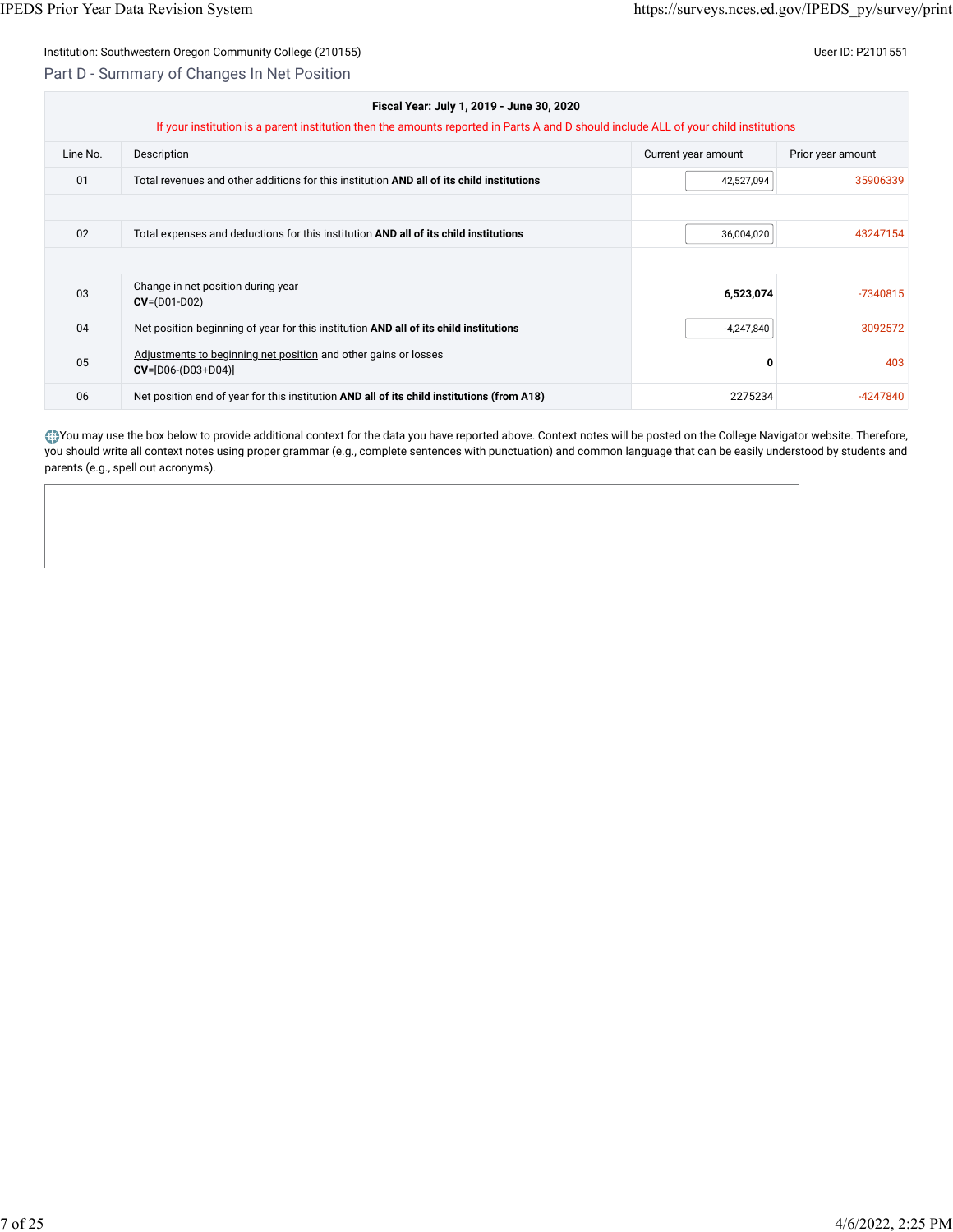Institution: Southwestern Oregon Community College (210155)

User ID: P2101551

## Part D - Summary of Changes In Net Position

**Fiscal Year: July 1, 2019 - June 30, 2020**

If your institution is a parent institution then the amounts reported in Parts A and D should include ALL of your child institutions

| Line No. | Description | Current year amount | Prior year amount |
|---|---|---|---|
| 01 | Total revenues and other additions for this institution **AND all of its child institutions** | 42,527,094 | 35906339 |
| | | | |
| 02 | Total expenses and deductions for this institution **AND all of its child institutions** | 36,004,020 | 43247154 |
| | | | |
| 03 | Change in net position during year **CV**=(D01-D02) | **6,523,074** | -7340815 |
| 04 | Net position beginning of year for this institution **AND all of its child institutions** | -4,247,840 | 3092572 |
| 05 | Adjustments to beginning net position and other gains or losses **CV**=[D06-(D03+D04)] | **0** | 403 |
| 06 | Net position end of year for this institution **AND all of its child institutions (from A18)** | 2275234 | -4247840 |

You may use the box below to provide additional context for the data you have reported above. Context notes will be posted on the College Navigator website. Therefore, you should write all context notes using proper grammar (e.g., complete sentences with punctuation) and common language that can be easily understood by students and parents (e.g., spell out acronyms).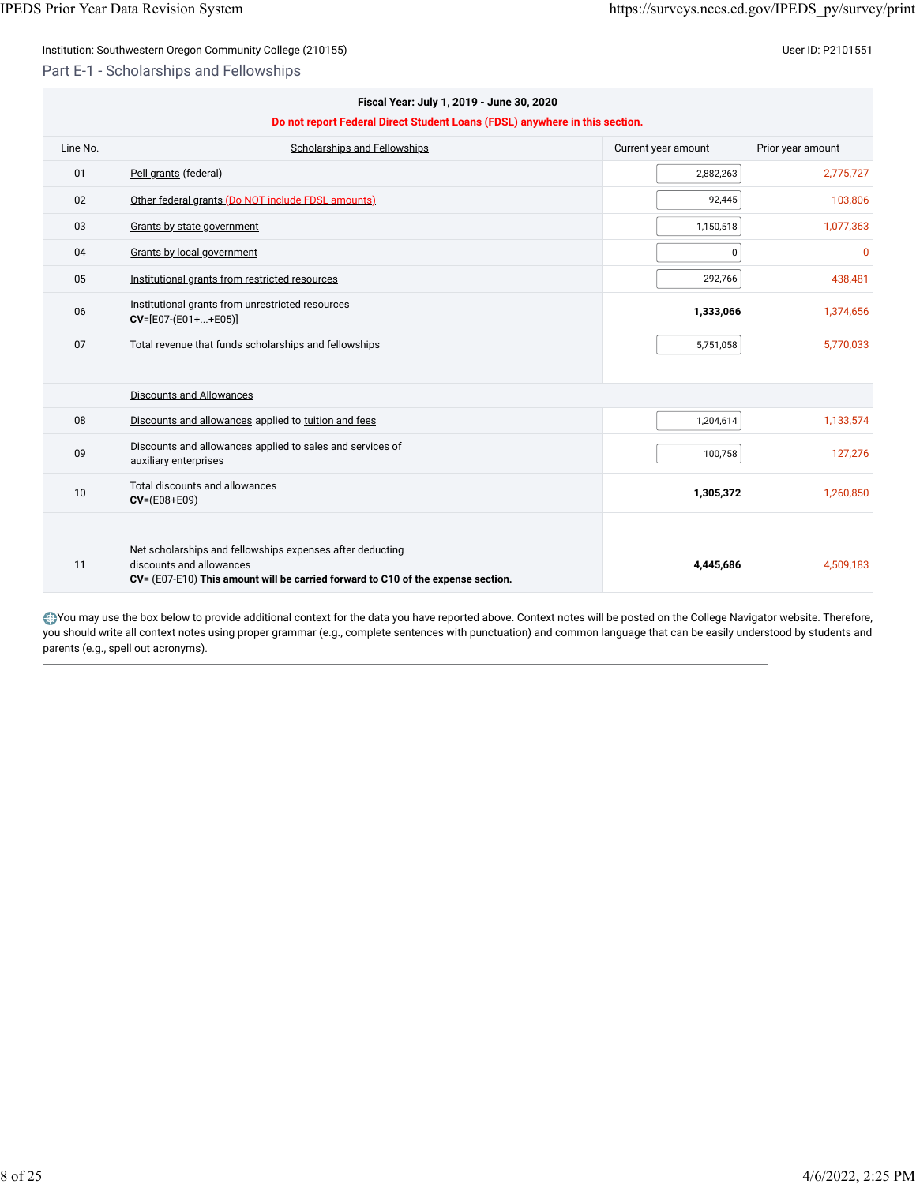Institution: Southwestern Oregon Community College (210155)

User ID: P2101551

## Part E-1 - Scholarships and Fellowships

| Line No. | Scholarships and Fellowships | Current year amount | Prior year amount |
|---|---|---|---|
| | **Fiscal Year: July 1, 2019 - June 30, 2020** **Do not report Federal Direct Student Loans (FDSL) anywhere in this section.** | | |
| 01 | Pell grants (federal) | 2,882,263 | 2,775,727 |
| 02 | Other federal grants (Do NOT include FDSL amounts) | 92,445 | 103,806 |
| 03 | Grants by state government | 1,150,518 | 1,077,363 |
| 04 | Grants by local government | 0 | 0 |
| 05 | Institutional grants from restricted resources | 292,766 | 438,481 |
| 06 | Institutional grants from unrestricted resources **CV**=[E07-(E01+...+E05)] | **1,333,066** | 1,374,656 |
| 07 | Total revenue that funds scholarships and fellowships | 5,751,058 | 5,770,033 |
| | | | |
| | Discounts and Allowances | | |
| 08 | Discounts and allowances applied to tuition and fees | 1,204,614 | 1,133,574 |
| 09 | Discounts and allowances applied to sales and services of auxiliary enterprises | 100,758 | 127,276 |
| 10 | Total discounts and allowances **CV**=(E08+E09) | **1,305,372** | 1,260,850 |
| | | | |
| 11 | Net scholarships and fellowships expenses after deducting discounts and allowances **CV**= (E07-E10) **This amount will be carried forward to C10 of the expense section.** | **4,445,686** | 4,509,183 |

You may use the box below to provide additional context for the data you have reported above. Context notes will be posted on the College Navigator website. Therefore, you should write all context notes using proper grammar (e.g., complete sentences with punctuation) and common language that can be easily understood by students and parents (e.g., spell out acronyms).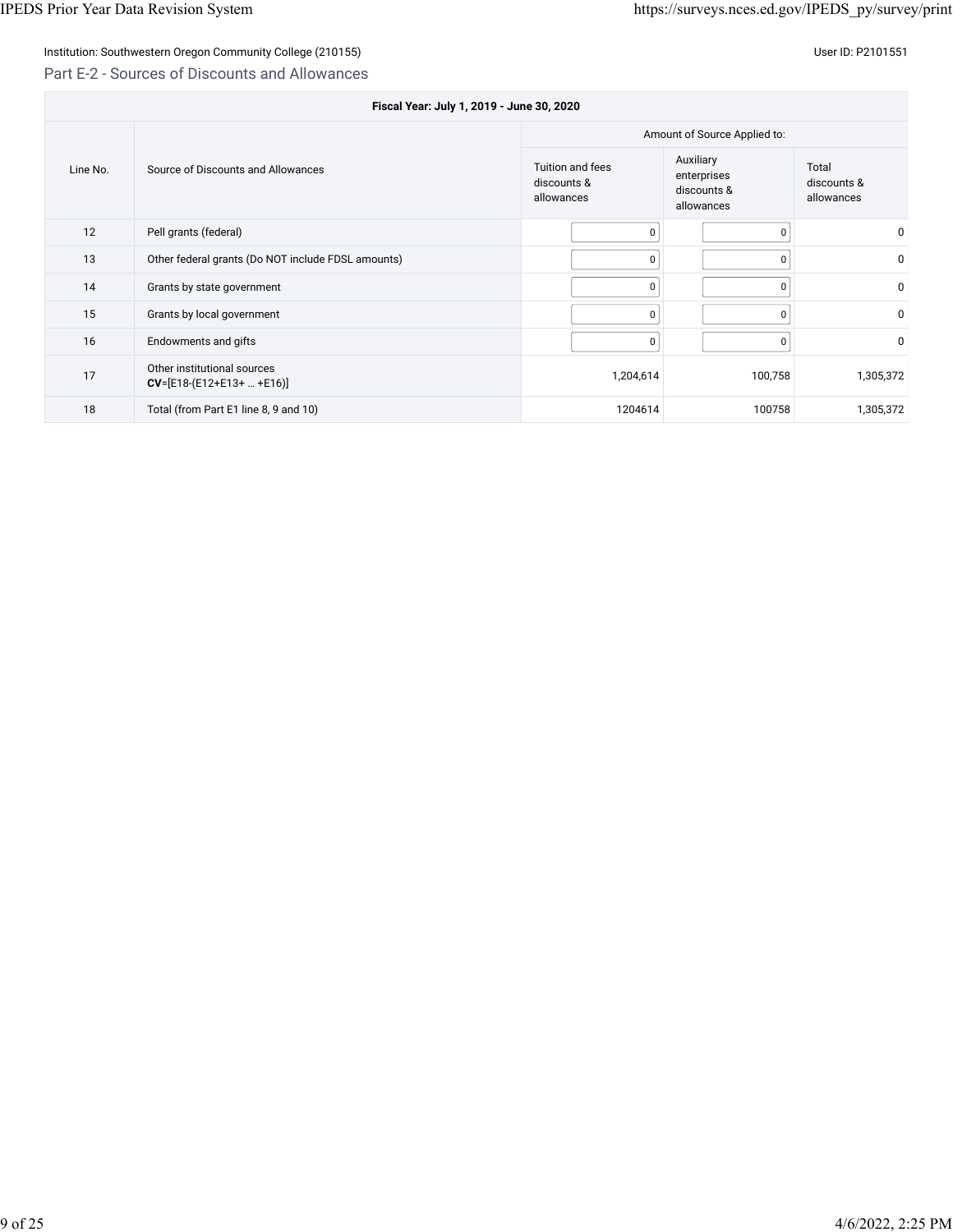Institution: Southwestern Oregon Community College (210155)

User ID: P2101551

## Part E-2 - Sources of Discounts and Allowances

| Fiscal Year: July 1, 2019 - June 30, 2020 | | | | |
|---|---|---|---|---|
| | | Amount of Source Applied to: | | |
| Line No. | Source of Discounts and Allowances | Tuition and fees discounts & allowances | Auxiliary enterprises discounts & allowances | Total discounts & allowances |
| 12 | Pell grants (federal) | 0 | 0 | 0 |
| 13 | Other federal grants (Do NOT include FDSL amounts) | 0 | 0 | 0 |
| 14 | Grants by state government | 0 | 0 | 0 |
| 15 | Grants by local government | 0 | 0 | 0 |
| 16 | Endowments and gifts | 0 | 0 | 0 |
| 17 | Other institutional sources **CV**=[E18-(E12+E13+ … +E16)] | 1,204,614 | 100,758 | 1,305,372 |
| 18 | Total (from Part E1 line 8, 9 and 10) | 1204614 | 100758 | 1,305,372 |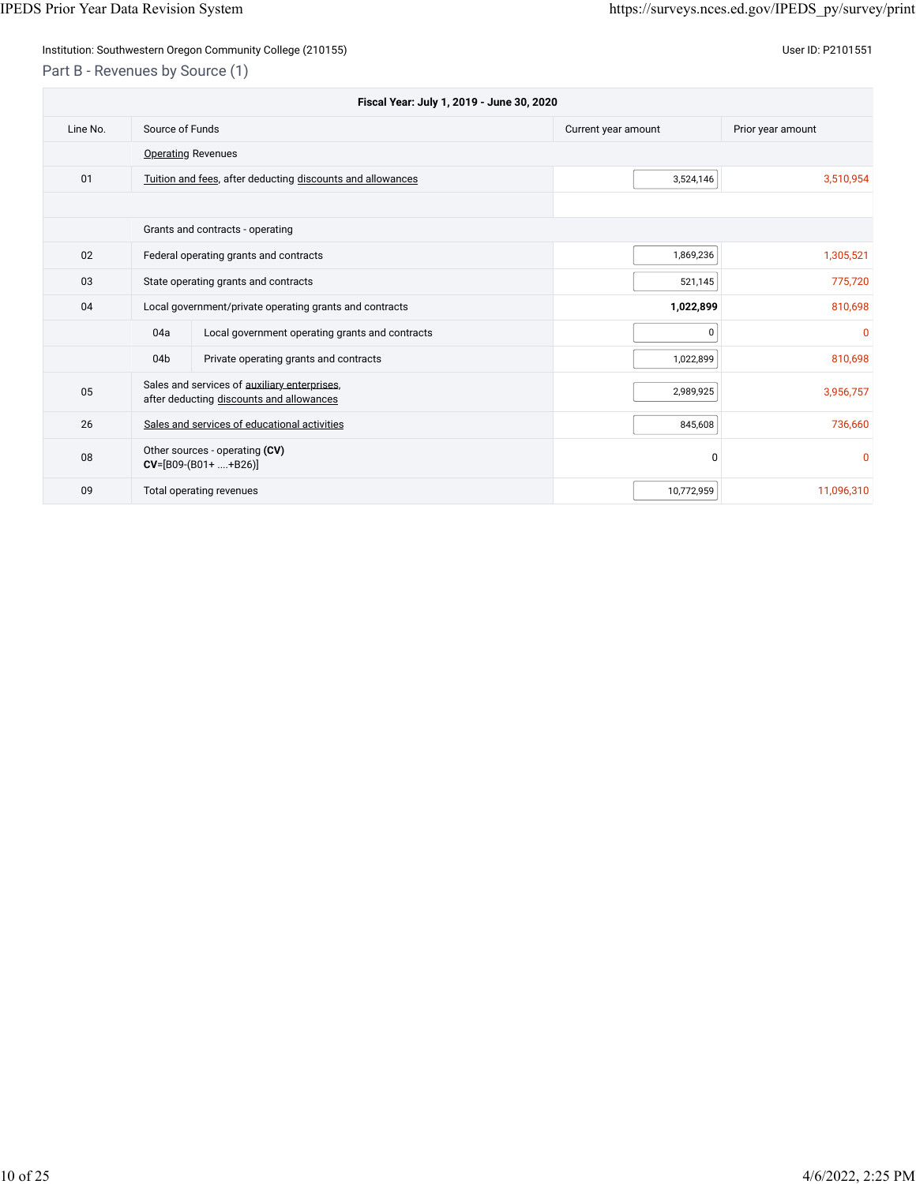Institution: Southwestern Oregon Community College (210155)

User ID: P2101551

## Part B - Revenues by Source (1)

| Fiscal Year: July 1, 2019 - June 30, 2020 | | | |
|---|---|---|---|
| Line No. | Source of Funds | Current year amount | Prior year amount |
| | Operating Revenues | | |
| 01 | Tuition and fees, after deducting discounts and allowances | 3,524,146 | 3,510,954 |
| | | | |
| | Grants and contracts - operating | | |
| 02 | Federal operating grants and contracts | 1,869,236 | 1,305,521 |
| 03 | State operating grants and contracts | 521,145 | 775,720 |
| 04 | Local government/private operating grants and contracts | **1,022,899** | 810,698 |
| 04a | Local government operating grants and contracts | 0 | 0 |
| 04b | Private operating grants and contracts | 1,022,899 | 810,698 |
| 05 | Sales and services of auxiliary enterprises, after deducting discounts and allowances | 2,989,925 | 3,956,757 |
| 26 | Sales and services of educational activities | 845,608 | 736,660 |
| 08 | Other sources - operating **(CV)** **CV**=[B09-(B01+ ....+B26)] | 0 | 0 |
| 09 | Total operating revenues | 10,772,959 | 11,096,310 |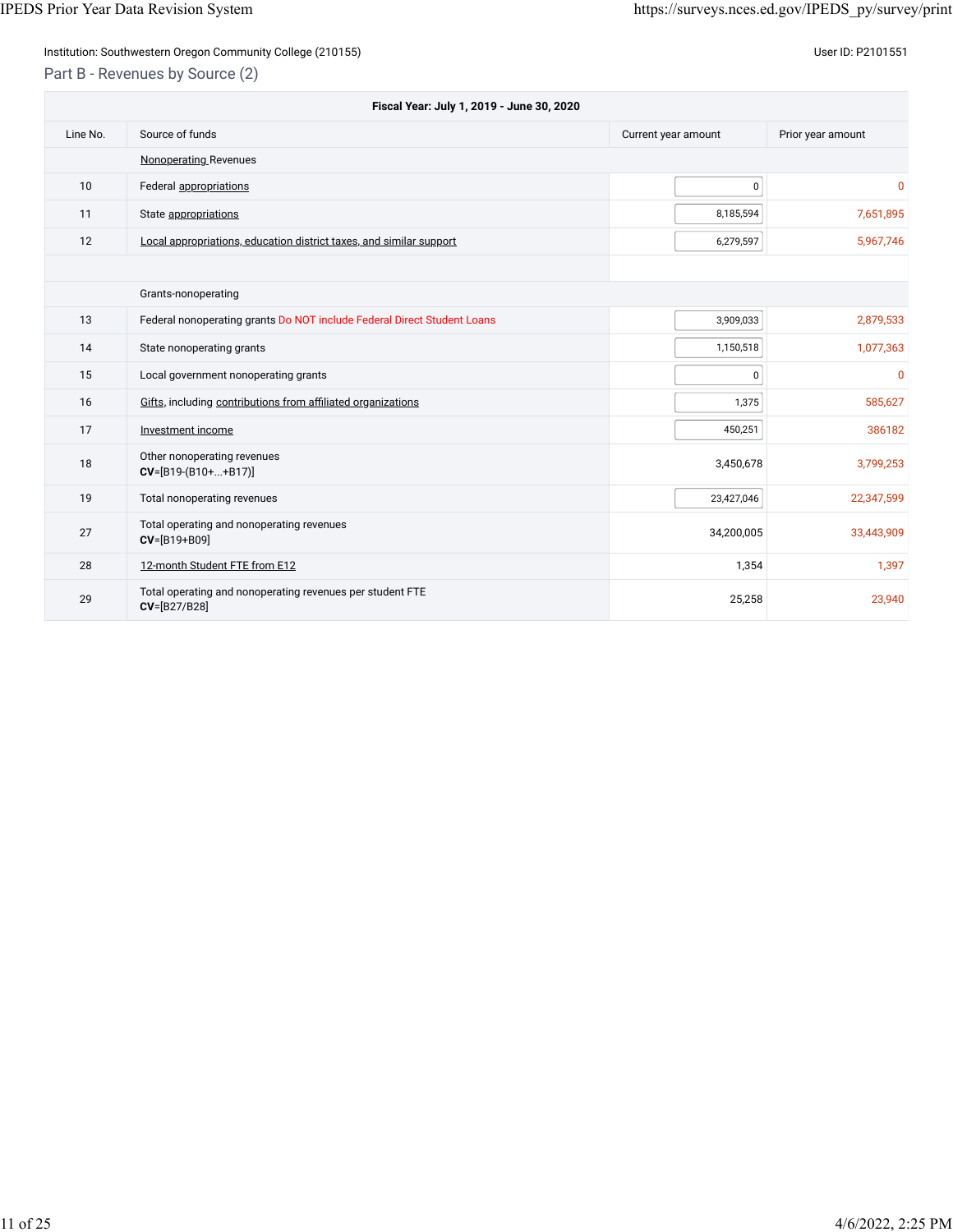Institution: Southwestern Oregon Community College (210155)

User ID: P2101551

## Part B - Revenues by Source (2)

| Fiscal Year: July 1, 2019 - June 30, 2020 | | | |
|---|---|---|---|
| Line No. | Source of funds | Current year amount | Prior year amount |
| | Nonoperating Revenues | | |
| 10 | Federal appropriations | 0 | 0 |
| 11 | State appropriations | 8,185,594 | 7,651,895 |
| 12 | Local appropriations, education district taxes, and similar support | 6,279,597 | 5,967,746 |
| | | | |
| | Grants-nonoperating | | |
| 13 | Federal nonoperating grants Do NOT include Federal Direct Student Loans | 3,909,033 | 2,879,533 |
| 14 | State nonoperating grants | 1,150,518 | 1,077,363 |
| 15 | Local government nonoperating grants | 0 | 0 |
| 16 | Gifts, including contributions from affiliated organizations | 1,375 | 585,627 |
| 17 | Investment income | 450,251 | 386182 |
| 18 | Other nonoperating revenues **CV**=[B19-(B10+...+B17)] | 3,450,678 | 3,799,253 |
| 19 | Total nonoperating revenues | 23,427,046 | 22,347,599 |
| 27 | Total operating and nonoperating revenues **CV**=[B19+B09] | 34,200,005 | 33,443,909 |
| 28 | 12-month Student FTE from E12 | 1,354 | 1,397 |
| 29 | Total operating and nonoperating revenues per student FTE **CV**=[B27/B28] | 25,258 | 23,940 |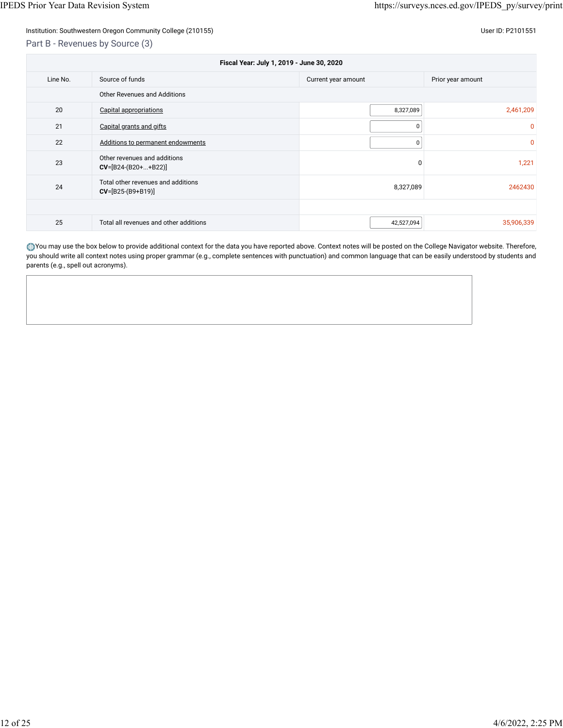Institution: Southwestern Oregon Community College (210155)

User ID: P2101551

## Part B - Revenues by Source (3)

| Fiscal Year: July 1, 2019 - June 30, 2020 | | | |
|---|---|---|---|
| Line No. | Source of funds | Current year amount | Prior year amount |
| | Other Revenues and Additions | | |
| 20 | Capital appropriations | 8,327,089 | 2,461,209 |
| 21 | Capital grants and gifts | 0 | 0 |
| 22 | Additions to permanent endowments | 0 | 0 |
| 23 | Other revenues and additions **CV**=[B24-(B20+...+B22)] | 0 | 1,221 |
| 24 | Total other revenues and additions **CV**=[B25-(B9+B19)] | 8,327,089 | 2462430 |
| | | | |
| 25 | Total all revenues and other additions | 42,527,094 | 35,906,339 |

You may use the box below to provide additional context for the data you have reported above. Context notes will be posted on the College Navigator website. Therefore, you should write all context notes using proper grammar (e.g., complete sentences with punctuation) and common language that can be easily understood by students and parents (e.g., spell out acronyms).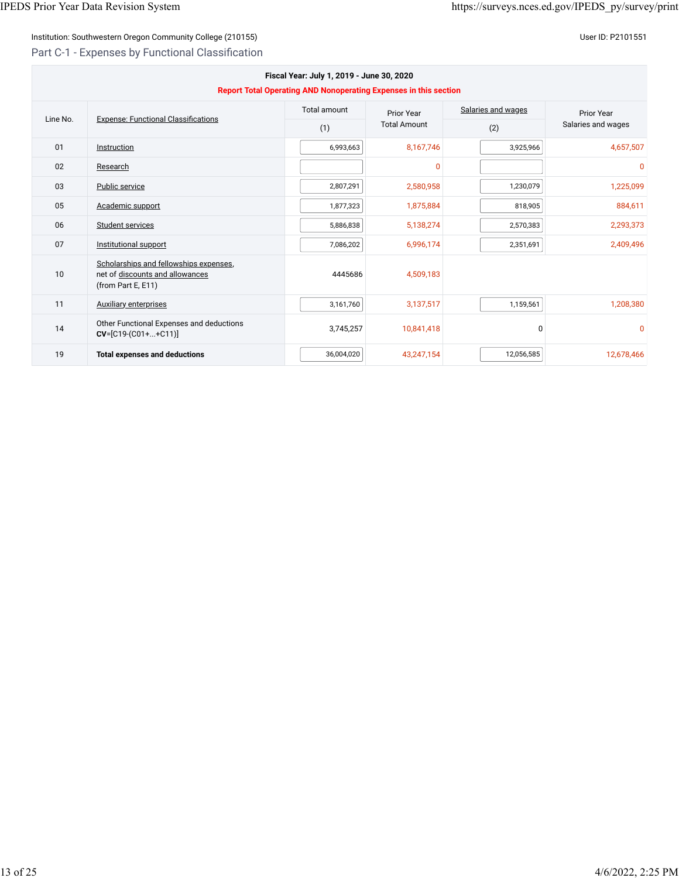Institution: Southwestern Oregon Community College (210155)

User ID: P2101551

## Part C-1 - Expenses by Functional Classification

**Fiscal Year: July 1, 2019 - June 30, 2020**

**Report Total Operating AND Nonoperating Expenses in this section**

| Line No. | Expense: Functional Classifications | Total amount (1) | Prior Year Total Amount | Salaries and wages (2) | Prior Year Salaries and wages |
|---|---|---|---|---|---|
| 01 | Instruction | 6,993,663 | 8,167,746 | 3,925,966 | 4,657,507 |
| 02 | Research | | 0 | | 0 |
| 03 | Public service | 2,807,291 | 2,580,958 | 1,230,079 | 1,225,099 |
| 05 | Academic support | 1,877,323 | 1,875,884 | 818,905 | 884,611 |
| 06 | Student services | 5,886,838 | 5,138,274 | 2,570,383 | 2,293,373 |
| 07 | Institutional support | 7,086,202 | 6,996,174 | 2,351,691 | 2,409,496 |
| 10 | Scholarships and fellowships expenses, net of discounts and allowances (from Part E, E11) | 4445686 | 4,509,183 | | |
| 11 | Auxiliary enterprises | 3,161,760 | 3,137,517 | 1,159,561 | 1,208,380 |
| 14 | Other Functional Expenses and deductions **CV**=[C19-(C01+...+C11)] | 3,745,257 | 10,841,418 | 0 | 0 |
| 19 | **Total expenses and deductions** | 36,004,020 | 43,247,154 | 12,056,585 | 12,678,466 |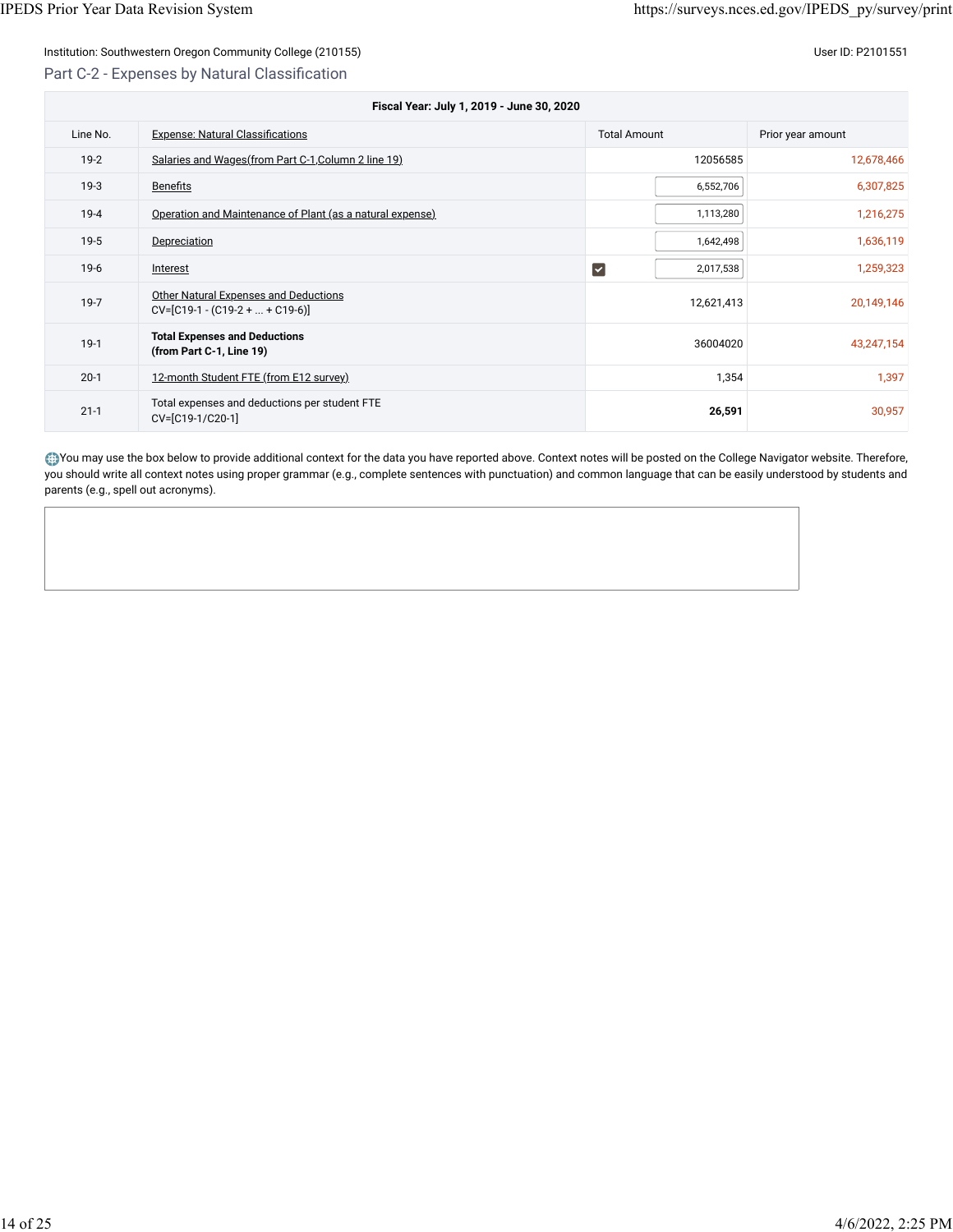Institution: Southwestern Oregon Community College (210155)

User ID: P2101551

## Part C-2 - Expenses by Natural Classification

| Fiscal Year: July 1, 2019 - June 30, 2020 | | | |
|---|---|---|---|
| Line No. | Expense: Natural Classifications | Total Amount | Prior year amount |
| 19-2 | Salaries and Wages(from Part C-1,Column 2 line 19) | 12056585 | 12,678,466 |
| 19-3 | Benefits | 6,552,706 | 6,307,825 |
| 19-4 | Operation and Maintenance of Plant (as a natural expense) | 1,113,280 | 1,216,275 |
| 19-5 | Depreciation | 1,642,498 | 1,636,119 |
| 19-6 | Interest | 2,017,538 | 1,259,323 |
| 19-7 | Other Natural Expenses and Deductions CV=[C19-1 - (C19-2 + ... + C19-6)] | 12,621,413 | 20,149,146 |
| 19-1 | **Total Expenses and Deductions (from Part C-1, Line 19)** | 36004020 | 43,247,154 |
| 20-1 | 12-month Student FTE (from E12 survey) | 1,354 | 1,397 |
| 21-1 | Total expenses and deductions per student FTE CV=[C19-1/C20-1] | **26,591** | 30,957 |

You may use the box below to provide additional context for the data you have reported above. Context notes will be posted on the College Navigator website. Therefore, you should write all context notes using proper grammar (e.g., complete sentences with punctuation) and common language that can be easily understood by students and parents (e.g., spell out acronyms).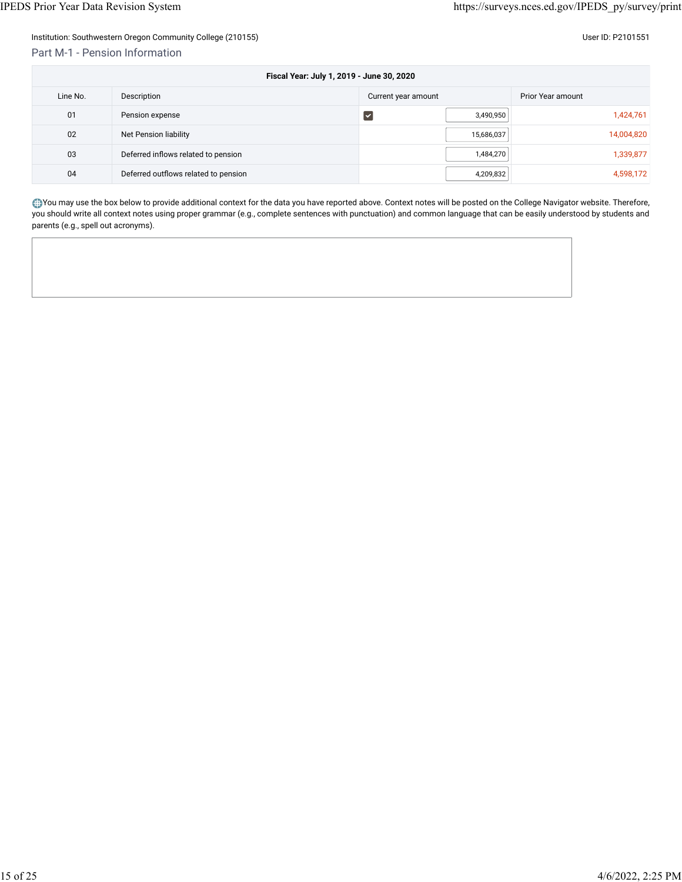Institution: Southwestern Oregon Community College (210155)

User ID: P2101551

## Part M-1 - Pension Information

| Fiscal Year: July 1, 2019 - June 30, 2020 | | | |
|---|---|---|---|
| Line No. | Description | Current year amount | Prior Year amount |
| 01 | Pension expense | ☑ 3,490,950 | 1,424,761 |
| 02 | Net Pension liability | 15,686,037 | 14,004,820 |
| 03 | Deferred inflows related to pension | 1,484,270 | 1,339,877 |
| 04 | Deferred outflows related to pension | 4,209,832 | 4,598,172 |

You may use the box below to provide additional context for the data you have reported above. Context notes will be posted on the College Navigator website. Therefore, you should write all context notes using proper grammar (e.g., complete sentences with punctuation) and common language that can be easily understood by students and parents (e.g., spell out acronyms).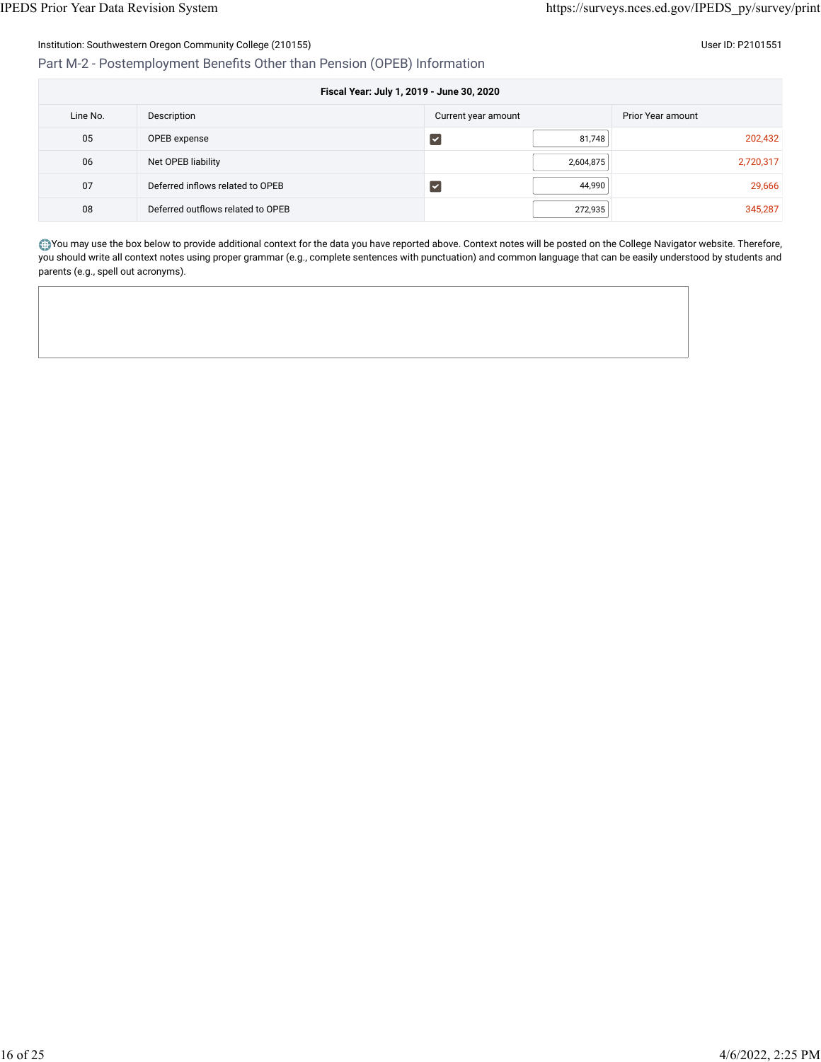Institution: Southwestern Oregon Community College (210155)

User ID: P2101551

## Part M-2 - Postemployment Benefits Other than Pension (OPEB) Information

| Fiscal Year: July 1, 2019 - June 30, 2020 | | | |
|---|---|---|---|
| Line No. | Description | Current year amount | Prior Year amount |
| 05 | OPEB expense | ☑ 81,748 | 202,432 |
| 06 | Net OPEB liability | 2,604,875 | 2,720,317 |
| 07 | Deferred inflows related to OPEB | ☑ 44,990 | 29,666 |
| 08 | Deferred outflows related to OPEB | 272,935 | 345,287 |

You may use the box below to provide additional context for the data you have reported above. Context notes will be posted on the College Navigator website. Therefore, you should write all context notes using proper grammar (e.g., complete sentences with punctuation) and common language that can be easily understood by students and parents (e.g., spell out acronyms).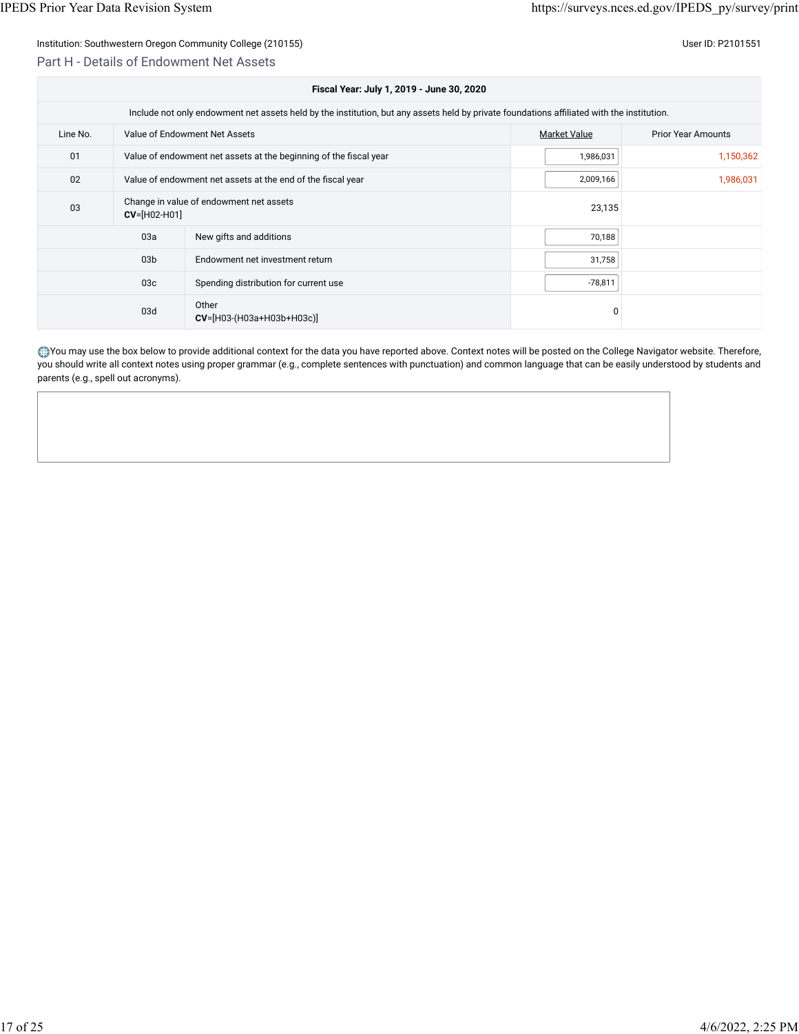Institution: Southwestern Oregon Community College (210155)

User ID: P2101551

## Part H - Details of Endowment Net Assets

| Fiscal Year: July 1, 2019 - June 30, 2020 | | | |
|---|---|---|---|
| Include not only endowment net assets held by the institution, but any assets held by private foundations affiliated with the institution. | | | |
| Line No. | Value of Endowment Net Assets | Market Value | Prior Year Amounts |
| 01 | Value of endowment net assets at the beginning of the fiscal year | 1,986,031 | 1,150,362 |
| 02 | Value of endowment net assets at the end of the fiscal year | 2,009,166 | 1,986,031 |
| 03 | Change in value of endowment net assets **CV**=[H02-H01] | 23,135 | |
| 03a | New gifts and additions | 70,188 | |
| 03b | Endowment net investment return | 31,758 | |
| 03c | Spending distribution for current use | -78,811 | |
| 03d | Other **CV**=[H03-(H03a+H03b+H03c)] | 0 | |

You may use the box below to provide additional context for the data you have reported above. Context notes will be posted on the College Navigator website. Therefore, you should write all context notes using proper grammar (e.g., complete sentences with punctuation) and common language that can be easily understood by students and parents (e.g., spell out acronyms).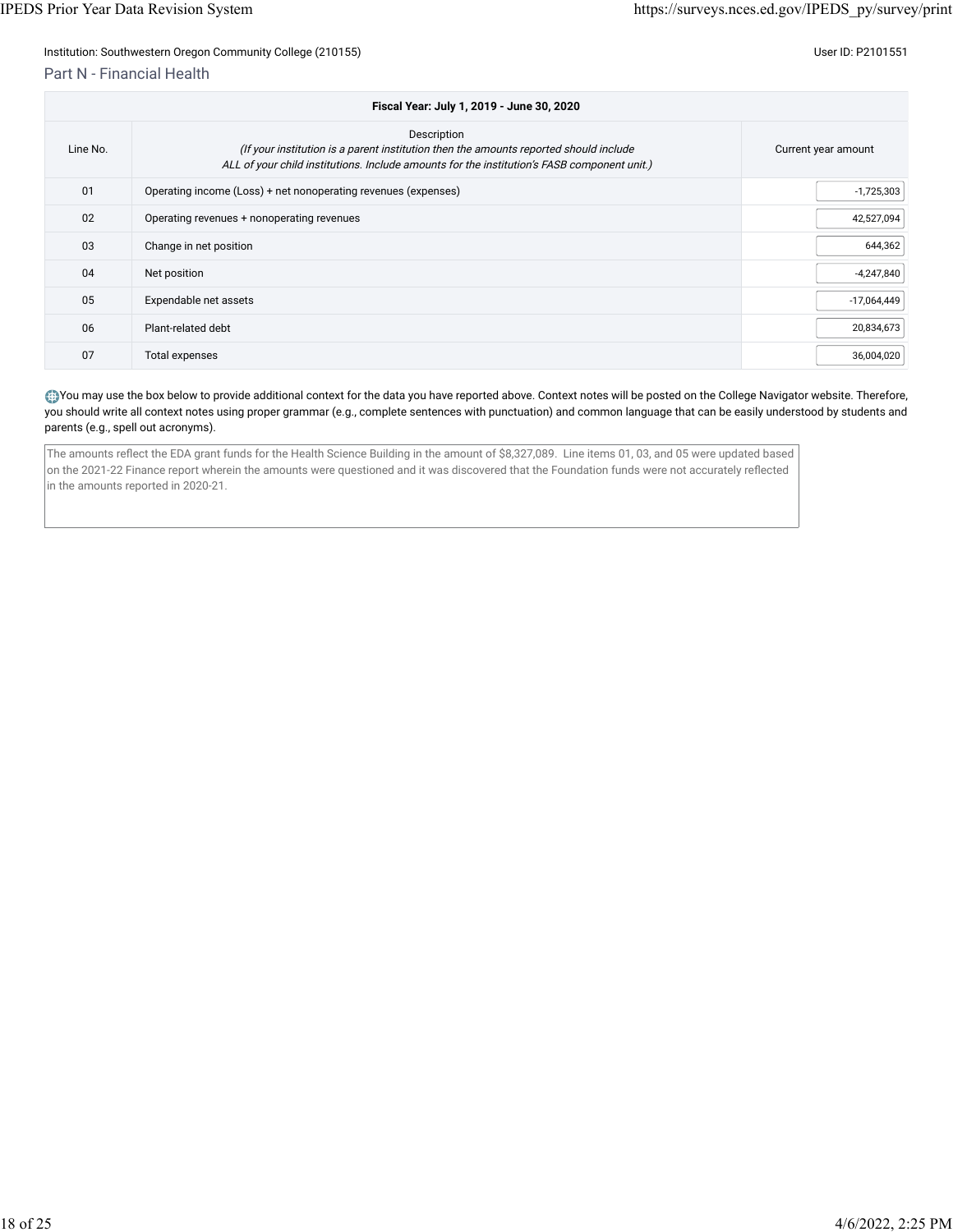Institution: Southwestern Oregon Community College (210155)

User ID: P2101551

## Part N - Financial Health

| Fiscal Year: July 1, 2019 - June 30, 2020 | | |
|---|---|---|
| Line No. | Description<br>*(If your institution is a parent institution then the amounts reported should include ALL of your child institutions. Include amounts for the institution's FASB component unit.)* | Current year amount |
| 01 | Operating income (Loss) + net nonoperating revenues (expenses) | -1,725,303 |
| 02 | Operating revenues + nonoperating revenues | 42,527,094 |
| 03 | Change in net position | 644,362 |
| 04 | Net position | -4,247,840 |
| 05 | Expendable net assets | -17,064,449 |
| 06 | Plant-related debt | 20,834,673 |
| 07 | Total expenses | 36,004,020 |

You may use the box below to provide additional context for the data you have reported above. Context notes will be posted on the College Navigator website. Therefore, you should write all context notes using proper grammar (e.g., complete sentences with punctuation) and common language that can be easily understood by students and parents (e.g., spell out acronyms).

The amounts reflect the EDA grant funds for the Health Science Building in the amount of $8,327,089. Line items 01, 03, and 05 were updated based on the 2021-22 Finance report wherein the amounts were questioned and it was discovered that the Foundation funds were not accurately reflected in the amounts reported in 2020-21.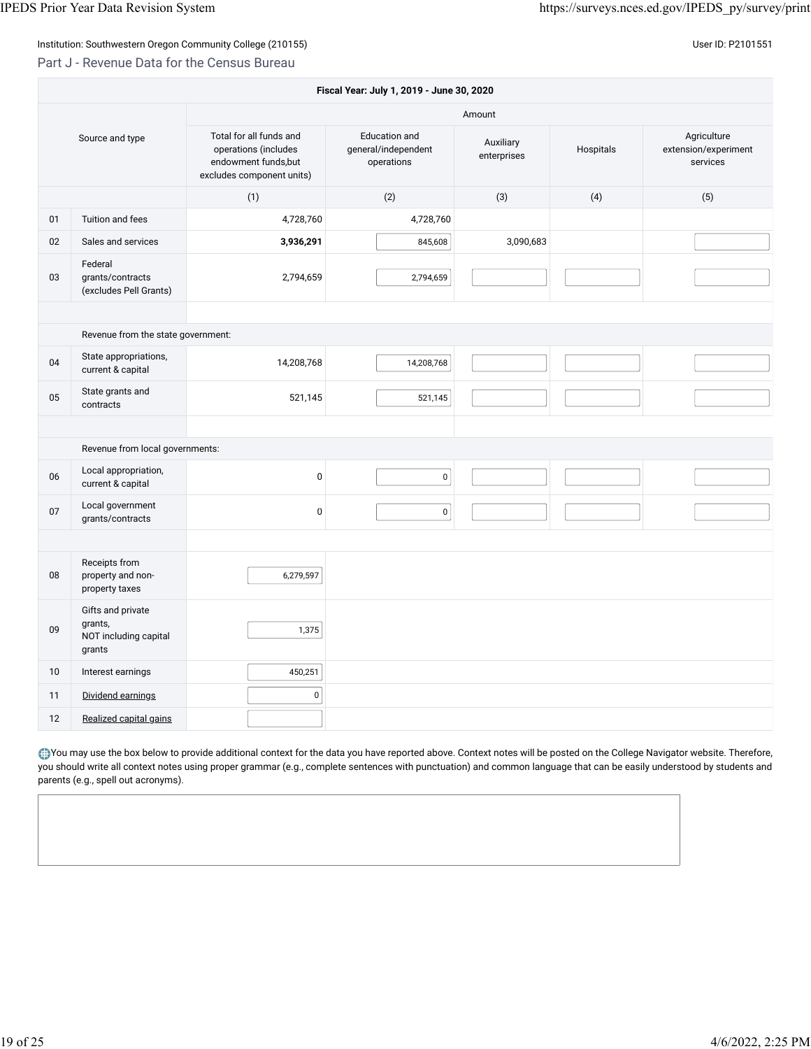Institution: Southwestern Oregon Community College (210155)

User ID: P2101551

## Part J - Revenue Data for the Census Bureau

| | Source and type | Total for all funds and operations (includes endowment funds,but excludes component units) | Education and general/independent operations | Auxiliary enterprises | Hospitals | Agriculture extension/experiment services |
|---|---|---|---|---|---|---|
| | | (1) | (2) | (3) | (4) | (5) |
| 01 | Tuition and fees | 4,728,760 | 4,728,760 | | | |
| 02 | Sales and services | **3,936,291** | 845,608 | 3,090,683 | | |
| 03 | Federal grants/contracts (excludes Pell Grants) | 2,794,659 | 2,794,659 | | | |
| | Revenue from the state government: | | | | | |
| 04 | State appropriations, current & capital | 14,208,768 | 14,208,768 | | | |
| 05 | State grants and contracts | 521,145 | 521,145 | | | |
| | Revenue from local governments: | | | | | |
| 06 | Local appropriation, current & capital | 0 | 0 | | | |
| 07 | Local government grants/contracts | 0 | 0 | | | |
| 08 | Receipts from property and non-property taxes | 6,279,597 | | | | |
| 09 | Gifts and private grants, NOT including capital grants | 1,375 | | | | |
| 10 | Interest earnings | 450,251 | | | | |
| 11 | Dividend earnings | 0 | | | | |
| 12 | Realized capital gains | | | | | |

Fiscal Year: July 1, 2019 - June 30, 2020

You may use the box below to provide additional context for the data you have reported above. Context notes will be posted on the College Navigator website. Therefore, you should write all context notes using proper grammar (e.g., complete sentences with punctuation) and common language that can be easily understood by students and parents (e.g., spell out acronyms).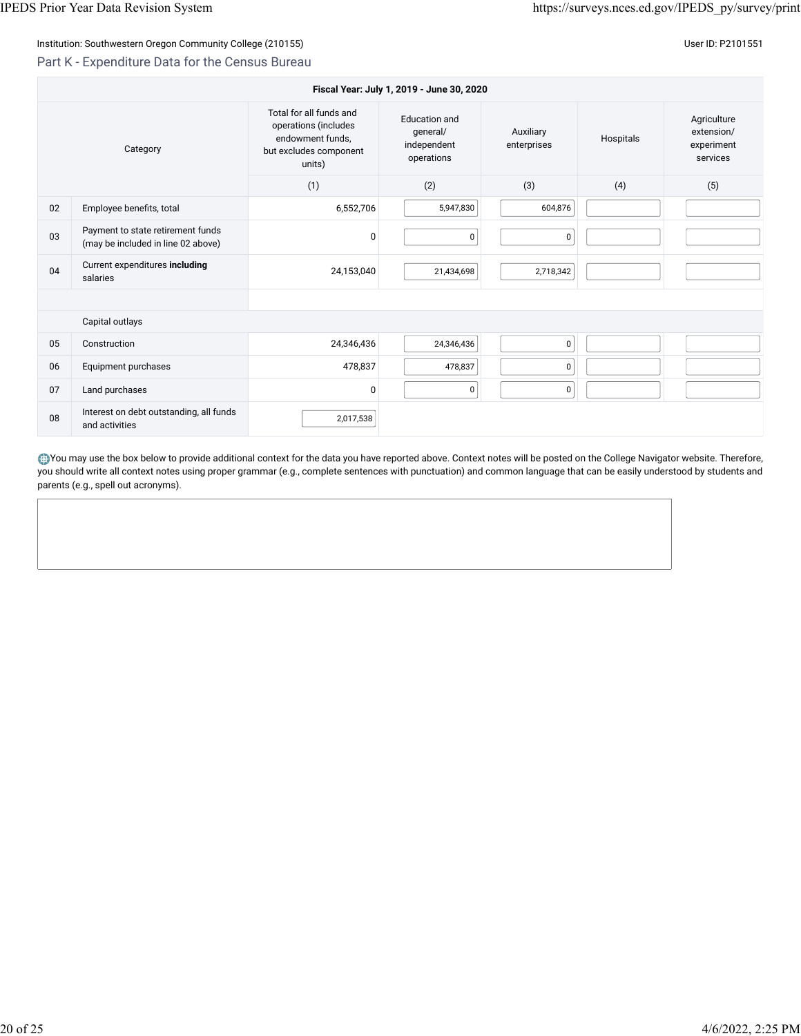Institution: Southwestern Oregon Community College (210155)

User ID: P2101551

## Part K - Expenditure Data for the Census Bureau

| Fiscal Year: July 1, 2019 - June 30, 2020 | | | | | | |
|---|---|---|---|---|---|---|
| | Category | Total for all funds and operations (includes endowment funds, but excludes component units) | Education and general/ independent operations | Auxiliary enterprises | Hospitals | Agriculture extension/ experiment services |
| | | (1) | (2) | (3) | (4) | (5) |
| 02 | Employee benefits, total | 6,552,706 | 5,947,830 | 604,876 | | |
| 03 | Payment to state retirement funds (may be included in line 02 above) | 0 | 0 | 0 | | |
| 04 | Current expenditures **including** salaries | 24,153,040 | 21,434,698 | 2,718,342 | | |
| | | | | | | |
| | Capital outlays | | | | | |
| 05 | Construction | 24,346,436 | 24,346,436 | 0 | | |
| 06 | Equipment purchases | 478,837 | 478,837 | 0 | | |
| 07 | Land purchases | 0 | 0 | 0 | | |
| 08 | Interest on debt outstanding, all funds and activities | 2,017,538 | | | | |

You may use the box below to provide additional context for the data you have reported above. Context notes will be posted on the College Navigator website. Therefore, you should write all context notes using proper grammar (e.g., complete sentences with punctuation) and common language that can be easily understood by students and parents (e.g., spell out acronyms).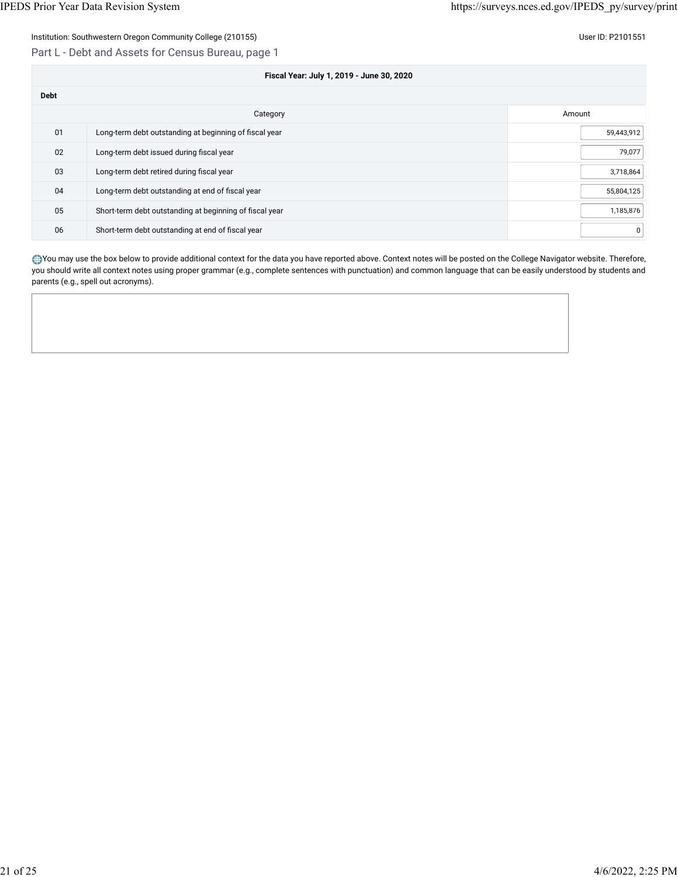Institution: Southwestern Oregon Community College (210155)

User ID: P2101551

## Part L - Debt and Assets for Census Bureau, page 1

| Fiscal Year: July 1, 2019 - June 30, 2020 | | |
|---|---|---|
| **Debt** | | |
| | Category | Amount |
| 01 | Long-term debt outstanding at beginning of fiscal year | 59,443,912 |
| 02 | Long-term debt issued during fiscal year | 79,077 |
| 03 | Long-term debt retired during fiscal year | 3,718,864 |
| 04 | Long-term debt outstanding at end of fiscal year | 55,804,125 |
| 05 | Short-term debt outstanding at beginning of fiscal year | 1,185,876 |
| 06 | Short-term debt outstanding at end of fiscal year | 0 |

You may use the box below to provide additional context for the data you have reported above. Context notes will be posted on the College Navigator website. Therefore, you should write all context notes using proper grammar (e.g., complete sentences with punctuation) and common language that can be easily understood by students and parents (e.g., spell out acronyms).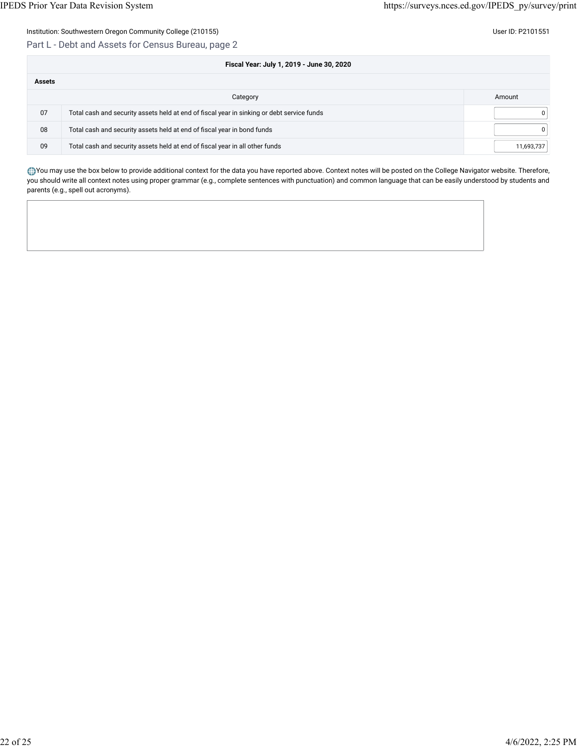Institution: Southwestern Oregon Community College (210155) User ID: P2101551

## Part L - Debt and Assets for Census Bureau, page 2

| Fiscal Year: July 1, 2019 - June 30, 2020 | | |
|---|---|---|
| **Assets** | | |
| | Category | Amount |
| 07 | Total cash and security assets held at end of fiscal year in sinking or debt service funds | 0 |
| 08 | Total cash and security assets held at end of fiscal year in bond funds | 0 |
| 09 | Total cash and security assets held at end of fiscal year in all other funds | 11,693,737 |

You may use the box below to provide additional context for the data you have reported above. Context notes will be posted on the College Navigator website. Therefore, you should write all context notes using proper grammar (e.g., complete sentences with punctuation) and common language that can be easily understood by students and parents (e.g., spell out acronyms).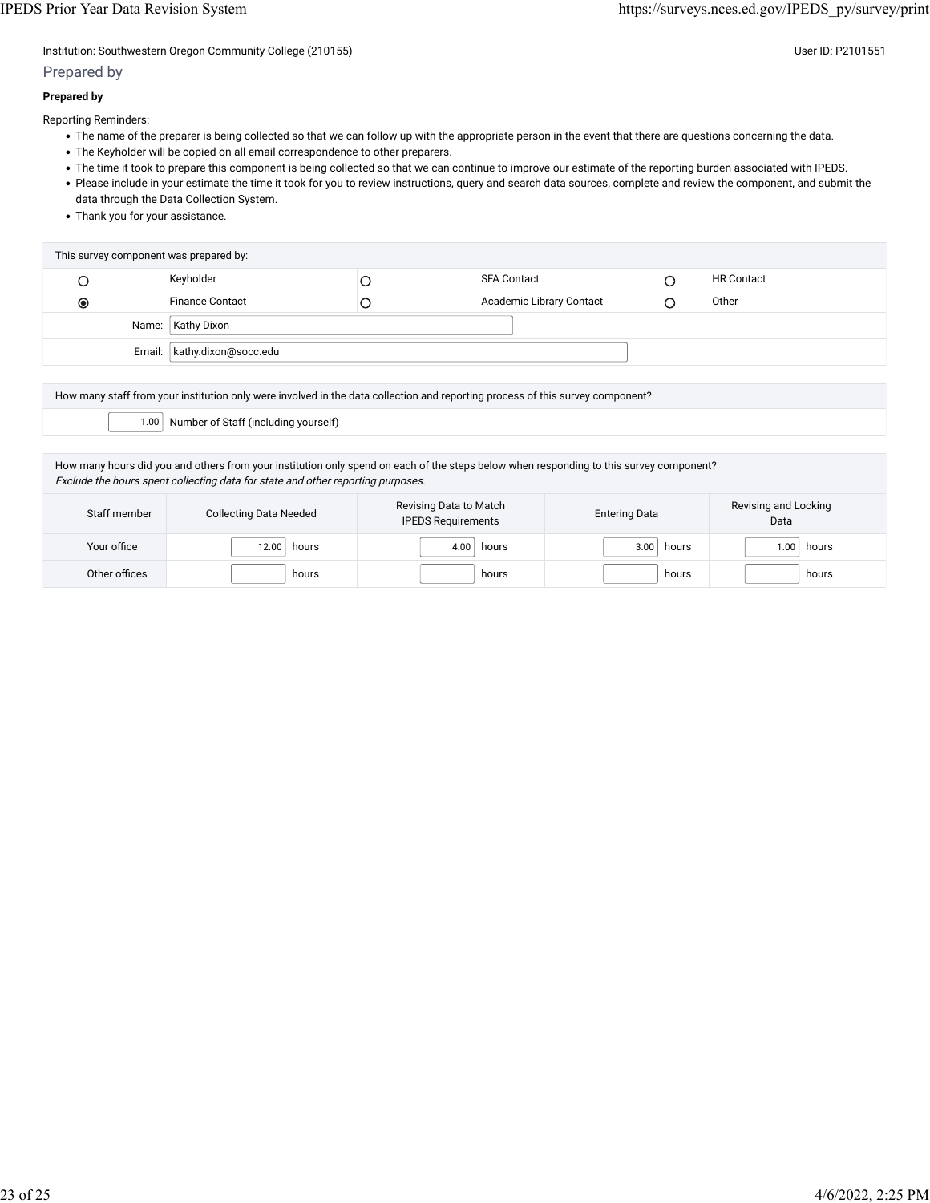Institution: Southwestern Oregon Community College (210155)

User ID: P2101551

## Prepared by

**Prepared by**

Reporting Reminders:

- The name of the preparer is being collected so that we can follow up with the appropriate person in the event that there are questions concerning the data.
- The Keyholder will be copied on all email correspondence to other preparers.
- The time it took to prepare this component is being collected so that we can continue to improve our estimate of the reporting burden associated with IPEDS.
- Please include in your estimate the time it took for you to review instructions, query and search data sources, complete and review the component, and submit the data through the Data Collection System.
- Thank you for your assistance.

This survey component was prepared by:

| | | | | | |
|---|---|---|---|---|---|
| ○ | Keyholder | ○ | SFA Contact | ○ | HR Contact |
| ◉ | Finance Contact | ○ | Academic Library Contact | ○ | Other |

Name: Kathy Dixon

Email: kathy.dixon@socc.edu

How many staff from your institution only were involved in the data collection and reporting process of this survey component?

1.00 Number of Staff (including yourself)

How many hours did you and others from your institution only spend on each of the steps below when responding to this survey component?
*Exclude the hours spent collecting data for state and other reporting purposes.*

| Staff member | Collecting Data Needed | Revising Data to Match IPEDS Requirements | Entering Data | Revising and Locking Data |
|---|---|---|---|---|
| Your office | 12.00 hours | 4.00 hours | 3.00 hours | 1.00 hours |
| Other offices | hours | hours | hours | hours |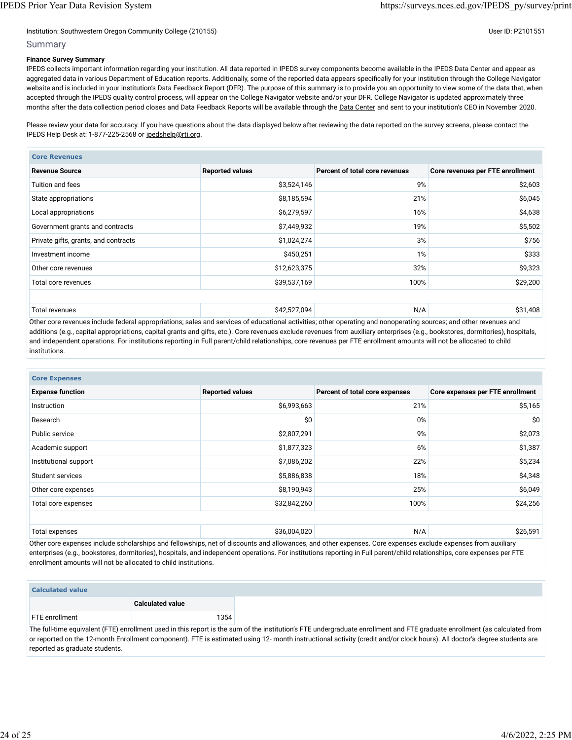Institution: Southwestern Oregon Community College (210155)

User ID: P2101551

## Summary

**Finance Survey Summary**

IPEDS collects important information regarding your institution. All data reported in IPEDS survey components become available in the IPEDS Data Center and appear as aggregated data in various Department of Education reports. Additionally, some of the reported data appears specifically for your institution through the College Navigator website and is included in your institution's Data Feedback Report (DFR). The purpose of this summary is to provide you an opportunity to view some of the data that, when accepted through the IPEDS quality control process, will appear on the College Navigator website and/or your DFR. College Navigator is updated approximately three months after the data collection period closes and Data Feedback Reports will be available through the Data Center and sent to your institution's CEO in November 2020.

Please review your data for accuracy. If you have questions about the data displayed below after reviewing the data reported on the survey screens, please contact the IPEDS Help Desk at: 1-877-225-2568 or ipedshelp@rti.org.

**Core Revenues**

| Revenue Source | Reported values | Percent of total core revenues | Core revenues per FTE enrollment |
|---|---|---|---|
| Tuition and fees | $3,524,146 | 9% | $2,603 |
| State appropriations | $8,185,594 | 21% | $6,045 |
| Local appropriations | $6,279,597 | 16% | $4,638 |
| Government grants and contracts | $7,449,932 | 19% | $5,502 |
| Private gifts, grants, and contracts | $1,024,274 | 3% | $756 |
| Investment income | $450,251 | 1% | $333 |
| Other core revenues | $12,623,375 | 32% | $9,323 |
| Total core revenues | $39,537,169 | 100% | $29,200 |
| | | | |
| Total revenues | $42,527,094 | N/A | $31,408 |

Other core revenues include federal appropriations; sales and services of educational activities; other operating and nonoperating sources; and other revenues and additions (e.g., capital appropriations, capital grants and gifts, etc.). Core revenues exclude revenues from auxiliary enterprises (e.g., bookstores, dormitories), hospitals, and independent operations. For institutions reporting in Full parent/child relationships, core revenues per FTE enrollment amounts will not be allocated to child institutions.

**Core Expenses**

| Expense function | Reported values | Percent of total core expenses | Core expenses per FTE enrollment |
|---|---|---|---|
| Instruction | $6,993,663 | 21% | $5,165 |
| Research | $0 | 0% | $0 |
| Public service | $2,807,291 | 9% | $2,073 |
| Academic support | $1,877,323 | 6% | $1,387 |
| Institutional support | $7,086,202 | 22% | $5,234 |
| Student services | $5,886,838 | 18% | $4,348 |
| Other core expenses | $8,190,943 | 25% | $6,049 |
| Total core expenses | $32,842,260 | 100% | $24,256 |
| | | | |
| Total expenses | $36,004,020 | N/A | $26,591 |

Other core expenses include scholarships and fellowships, net of discounts and allowances, and other expenses. Core expenses exclude expenses from auxiliary enterprises (e.g., bookstores, dormitories), hospitals, and independent operations. For institutions reporting in Full parent/child relationships, core expenses per FTE enrollment amounts will not be allocated to child institutions.

**Calculated value**

| | Calculated value |
|---|---|
| FTE enrollment | 1354 |

The full-time equivalent (FTE) enrollment used in this report is the sum of the institution's FTE undergraduate enrollment and FTE graduate enrollment (as calculated from or reported on the 12-month Enrollment component). FTE is estimated using 12- month instructional activity (credit and/or clock hours). All doctor's degree students are reported as graduate students.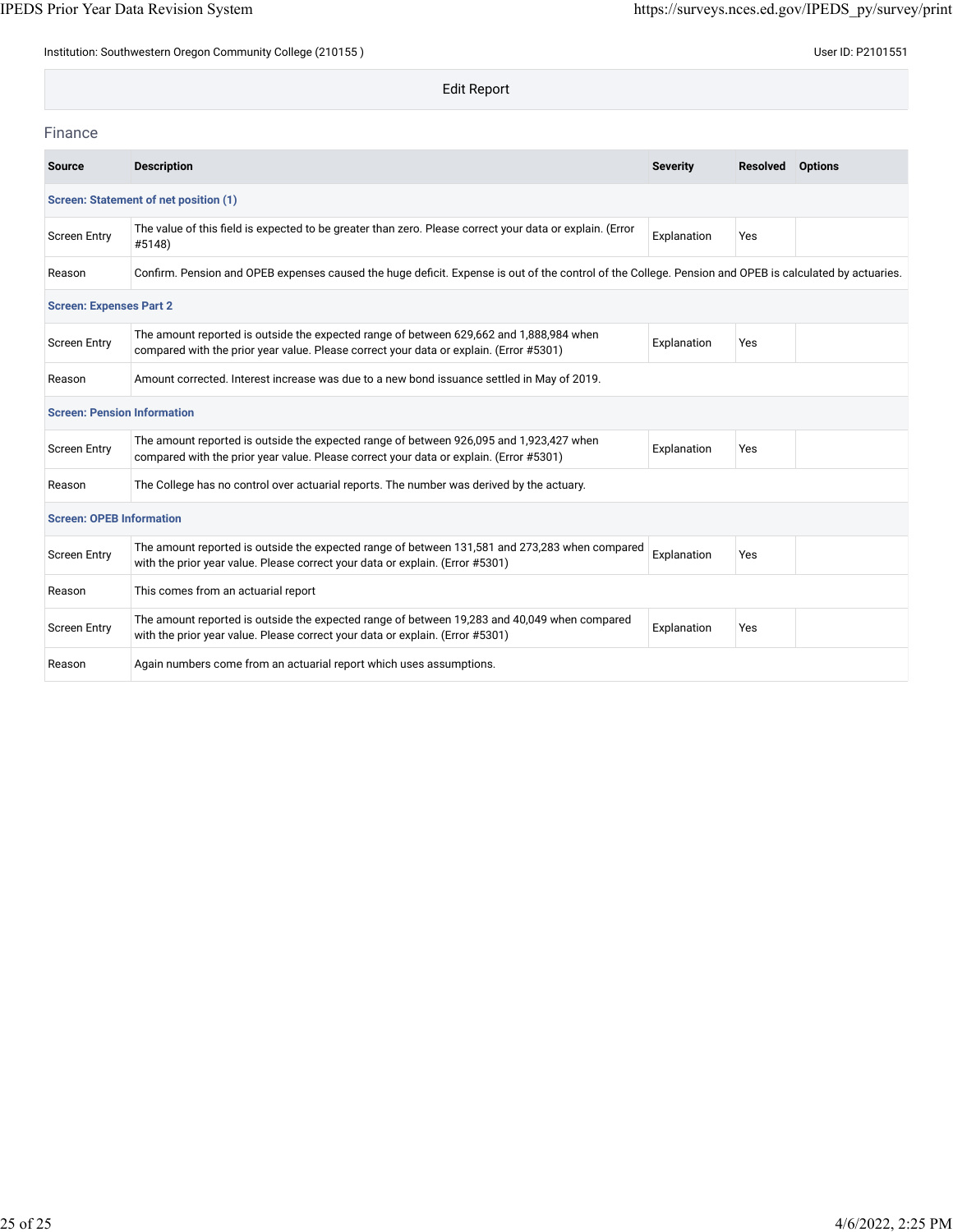Institution: Southwestern Oregon Community College (210155 )

User ID: P2101551

Edit Report

## Finance

| Source | Description | Severity | Resolved | Options |
|---|---|---|---|---|
| **Screen: Statement of net position (1)** | | | | |
| Screen Entry | The value of this field is expected to be greater than zero. Please correct your data or explain. (Error #5148) | Explanation | Yes | |
| Reason | Confirm. Pension and OPEB expenses caused the huge deficit. Expense is out of the control of the College. Pension and OPEB is calculated by actuaries. | | | |
| **Screen: Expenses Part 2** | | | | |
| Screen Entry | The amount reported is outside the expected range of between 629,662 and 1,888,984 when compared with the prior year value. Please correct your data or explain. (Error #5301) | Explanation | Yes | |
| Reason | Amount corrected. Interest increase was due to a new bond issuance settled in May of 2019. | | | |
| **Screen: Pension Information** | | | | |
| Screen Entry | The amount reported is outside the expected range of between 926,095 and 1,923,427 when compared with the prior year value. Please correct your data or explain. (Error #5301) | Explanation | Yes | |
| Reason | The College has no control over actuarial reports. The number was derived by the actuary. | | | |
| **Screen: OPEB Information** | | | | |
| Screen Entry | The amount reported is outside the expected range of between 131,581 and 273,283 when compared with the prior year value. Please correct your data or explain. (Error #5301) | Explanation | Yes | |
| Reason | This comes from an actuarial report | | | |
| Screen Entry | The amount reported is outside the expected range of between 19,283 and 40,049 when compared with the prior year value. Please correct your data or explain. (Error #5301) | Explanation | Yes | |
| Reason | Again numbers come from an actuarial report which uses assumptions. | | | |